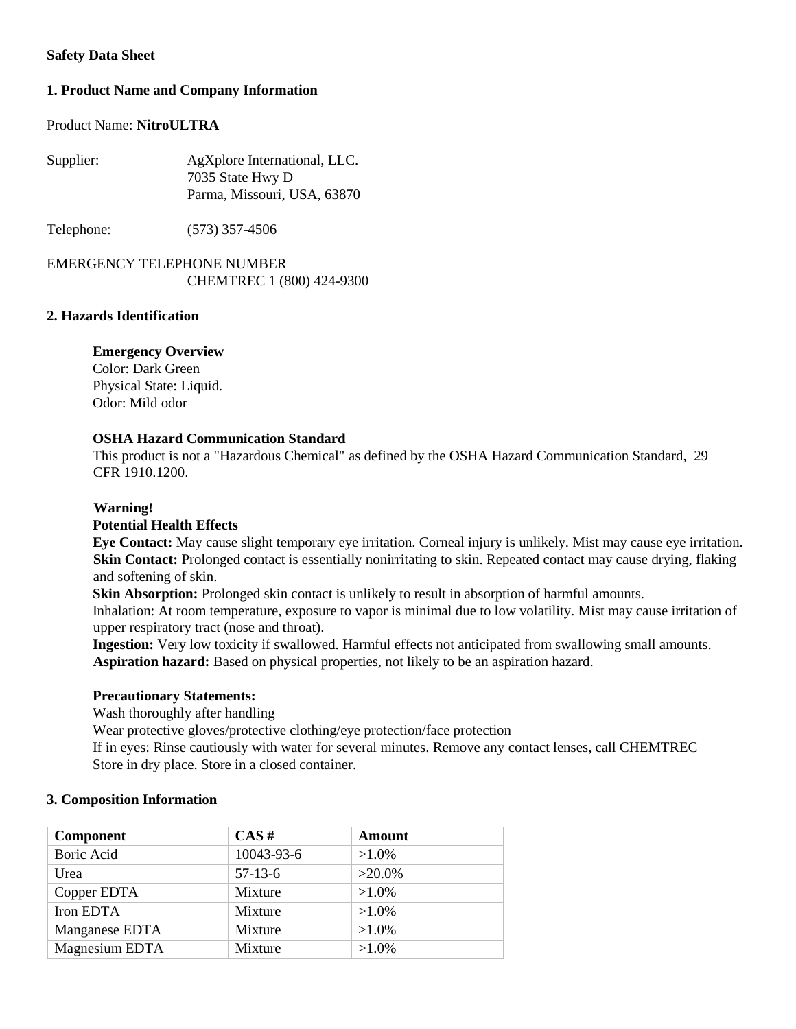**Safety Data Sheet**

## 1. Product Name and Company Information

Product Name: **NitroULTRA**

Supplier: AgXplore International, LLC.
7035 State Hwy D
Parma, Missouri, USA, 63870

Telephone: (573) 357-4506

EMERGENCY TELEPHONE NUMBER
CHEMTREC 1 (800) 424-9300

## 2. Hazards Identification

**Emergency Overview**
Color: Dark Green
Physical State: Liquid.
Odor: Mild odor

**OSHA Hazard Communication Standard**
This product is not a "Hazardous Chemical" as defined by the OSHA Hazard Communication Standard, 29 CFR 1910.1200.

**Warning!**
**Potential Health Effects**
**Eye Contact:** May cause slight temporary eye irritation. Corneal injury is unlikely. Mist may cause eye irritation.
**Skin Contact:** Prolonged contact is essentially nonirritating to skin. Repeated contact may cause drying, flaking and softening of skin.
**Skin Absorption:** Prolonged skin contact is unlikely to result in absorption of harmful amounts.
Inhalation: At room temperature, exposure to vapor is minimal due to low volatility. Mist may cause irritation of upper respiratory tract (nose and throat).
**Ingestion:** Very low toxicity if swallowed. Harmful effects not anticipated from swallowing small amounts.
**Aspiration hazard:** Based on physical properties, not likely to be an aspiration hazard.

**Precautionary Statements:**
Wash thoroughly after handling
Wear protective gloves/protective clothing/eye protection/face protection
If in eyes: Rinse cautiously with water for several minutes. Remove any contact lenses, call CHEMTREC
Store in dry place. Store in a closed container.

## 3. Composition Information

| Component | CAS # | Amount |
|---|---|---|
| Boric Acid | 10043-93-6 | >1.0% |
| Urea | 57-13-6 | >20.0% |
| Copper EDTA | Mixture | >1.0% |
| Iron EDTA | Mixture | >1.0% |
| Manganese EDTA | Mixture | >1.0% |
| Magnesium EDTA | Mixture | >1.0% |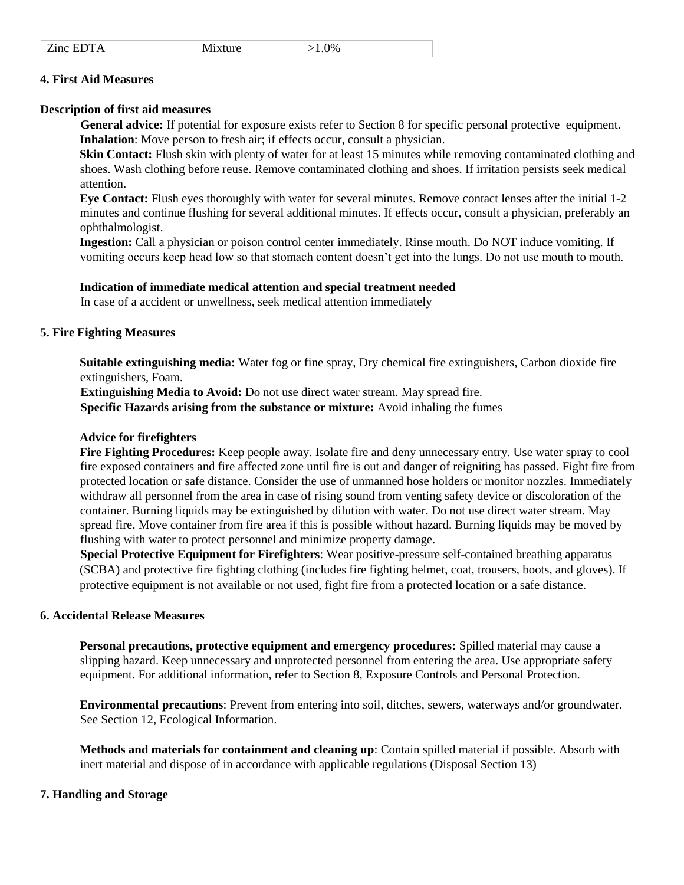| Zinc EDTA | Mixture | >1.0% |
|---|---|---|

## 4. First Aid Measures

**Description of first aid measures**

**General advice:** If potential for exposure exists refer to Section 8 for specific personal protective equipment.
**Inhalation**: Move person to fresh air; if effects occur, consult a physician.
**Skin Contact:** Flush skin with plenty of water for at least 15 minutes while removing contaminated clothing and shoes. Wash clothing before reuse. Remove contaminated clothing and shoes. If irritation persists seek medical attention.
**Eye Contact:** Flush eyes thoroughly with water for several minutes. Remove contact lenses after the initial 1-2 minutes and continue flushing for several additional minutes. If effects occur, consult a physician, preferably an ophthalmologist.
**Ingestion:** Call a physician or poison control center immediately. Rinse mouth. Do NOT induce vomiting. If vomiting occurs keep head low so that stomach content doesn't get into the lungs. Do not use mouth to mouth.

**Indication of immediate medical attention and special treatment needed**
In case of a accident or unwellness, seek medical attention immediately

## 5. Fire Fighting Measures

**Suitable extinguishing media:** Water fog or fine spray, Dry chemical fire extinguishers, Carbon dioxide fire extinguishers, Foam.
**Extinguishing Media to Avoid:** Do not use direct water stream. May spread fire.
**Specific Hazards arising from the substance or mixture:** Avoid inhaling the fumes

**Advice for firefighters**
**Fire Fighting Procedures:** Keep people away. Isolate fire and deny unnecessary entry. Use water spray to cool fire exposed containers and fire affected zone until fire is out and danger of reigniting has passed. Fight fire from protected location or safe distance. Consider the use of unmanned hose holders or monitor nozzles. Immediately withdraw all personnel from the area in case of rising sound from venting safety device or discoloration of the container. Burning liquids may be extinguished by dilution with water. Do not use direct water stream. May spread fire. Move container from fire area if this is possible without hazard. Burning liquids may be moved by flushing with water to protect personnel and minimize property damage.
**Special Protective Equipment for Firefighters**: Wear positive-pressure self-contained breathing apparatus (SCBA) and protective fire fighting clothing (includes fire fighting helmet, coat, trousers, boots, and gloves). If protective equipment is not available or not used, fight fire from a protected location or a safe distance.

## 6. Accidental Release Measures

**Personal precautions, protective equipment and emergency procedures:** Spilled material may cause a slipping hazard. Keep unnecessary and unprotected personnel from entering the area. Use appropriate safety equipment. For additional information, refer to Section 8, Exposure Controls and Personal Protection.

**Environmental precautions**: Prevent from entering into soil, ditches, sewers, waterways and/or groundwater. See Section 12, Ecological Information.

**Methods and materials for containment and cleaning up**: Contain spilled material if possible. Absorb with inert material and dispose of in accordance with applicable regulations (Disposal Section 13)

## 7. Handling and Storage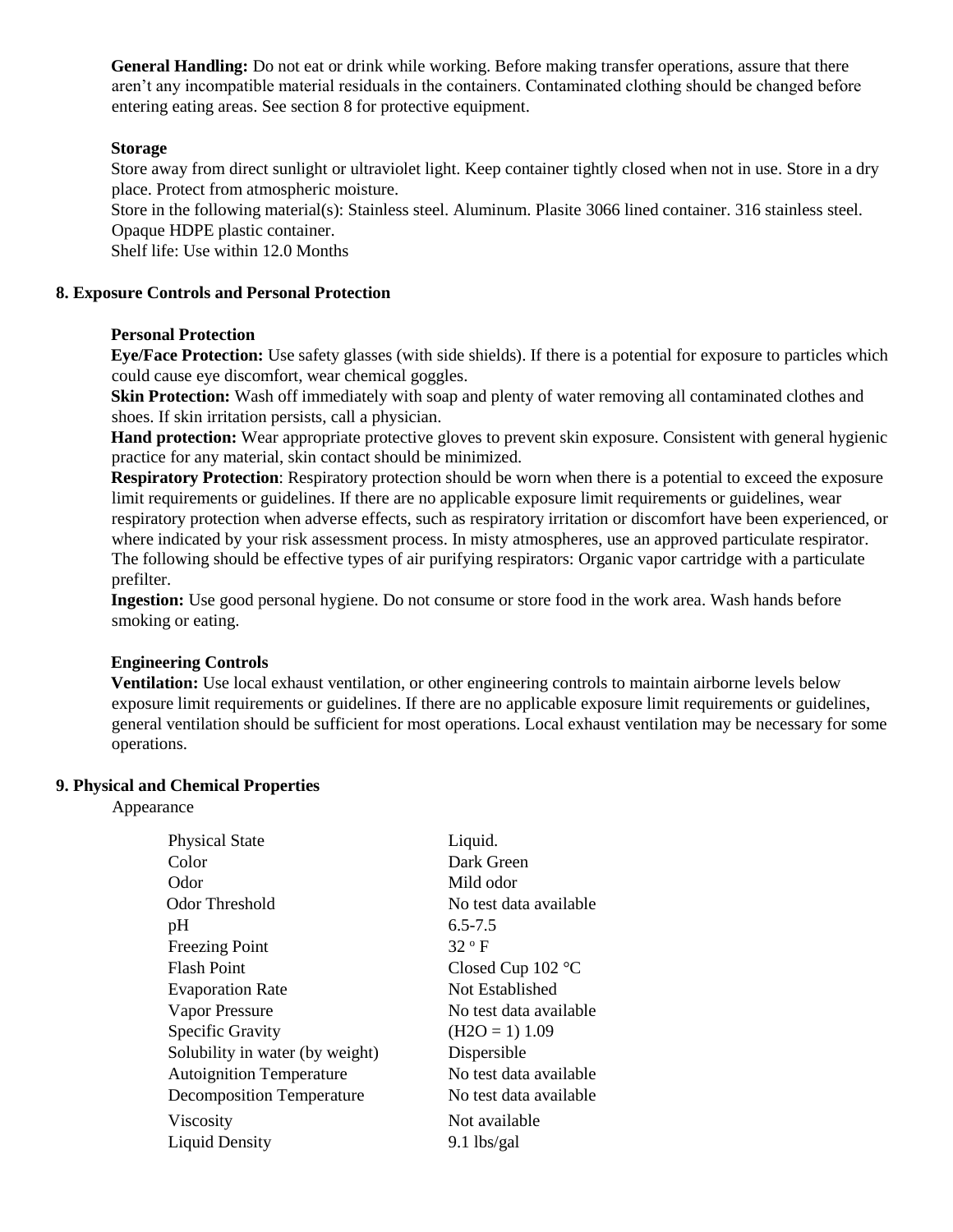**General Handling:** Do not eat or drink while working. Before making transfer operations, assure that there aren't any incompatible material residuals in the containers. Contaminated clothing should be changed before entering eating areas. See section 8 for protective equipment.

**Storage**

Store away from direct sunlight or ultraviolet light. Keep container tightly closed when not in use. Store in a dry place. Protect from atmospheric moisture.

Store in the following material(s): Stainless steel. Aluminum. Plasite 3066 lined container. 316 stainless steel. Opaque HDPE plastic container.

Shelf life: Use within 12.0 Months

## 8. Exposure Controls and Personal Protection

**Personal Protection**

**Eye/Face Protection:** Use safety glasses (with side shields). If there is a potential for exposure to particles which could cause eye discomfort, wear chemical goggles.

**Skin Protection:** Wash off immediately with soap and plenty of water removing all contaminated clothes and shoes. If skin irritation persists, call a physician.

**Hand protection:** Wear appropriate protective gloves to prevent skin exposure. Consistent with general hygienic practice for any material, skin contact should be minimized.

**Respiratory Protection**: Respiratory protection should be worn when there is a potential to exceed the exposure limit requirements or guidelines. If there are no applicable exposure limit requirements or guidelines, wear respiratory protection when adverse effects, such as respiratory irritation or discomfort have been experienced, or where indicated by your risk assessment process. In misty atmospheres, use an approved particulate respirator. The following should be effective types of air purifying respirators: Organic vapor cartridge with a particulate prefilter.

**Ingestion:** Use good personal hygiene. Do not consume or store food in the work area. Wash hands before smoking or eating.

**Engineering Controls**

**Ventilation:** Use local exhaust ventilation, or other engineering controls to maintain airborne levels below exposure limit requirements or guidelines. If there are no applicable exposure limit requirements or guidelines, general ventilation should be sufficient for most operations. Local exhaust ventilation may be necessary for some operations.

## 9. Physical and Chemical Properties

Appearance

| | |
|---|---|
| Physical State | Liquid. |
| Color | Dark Green |
| Odor | Mild odor |
| Odor Threshold | No test data available |
| pH | 6.5-7.5 |
| Freezing Point | 32 º F |
| Flash Point | Closed Cup 102 °C |
| Evaporation Rate | Not Established |
| Vapor Pressure | No test data available |
| Specific Gravity | ($H_2O$ = 1) 1.09 |
| Solubility in water (by weight) | Dispersible |
| Autoignition Temperature | No test data available |
| Decomposition Temperature | No test data available |
| Viscosity | Not available |
| Liquid Density | 9.1 lbs/gal |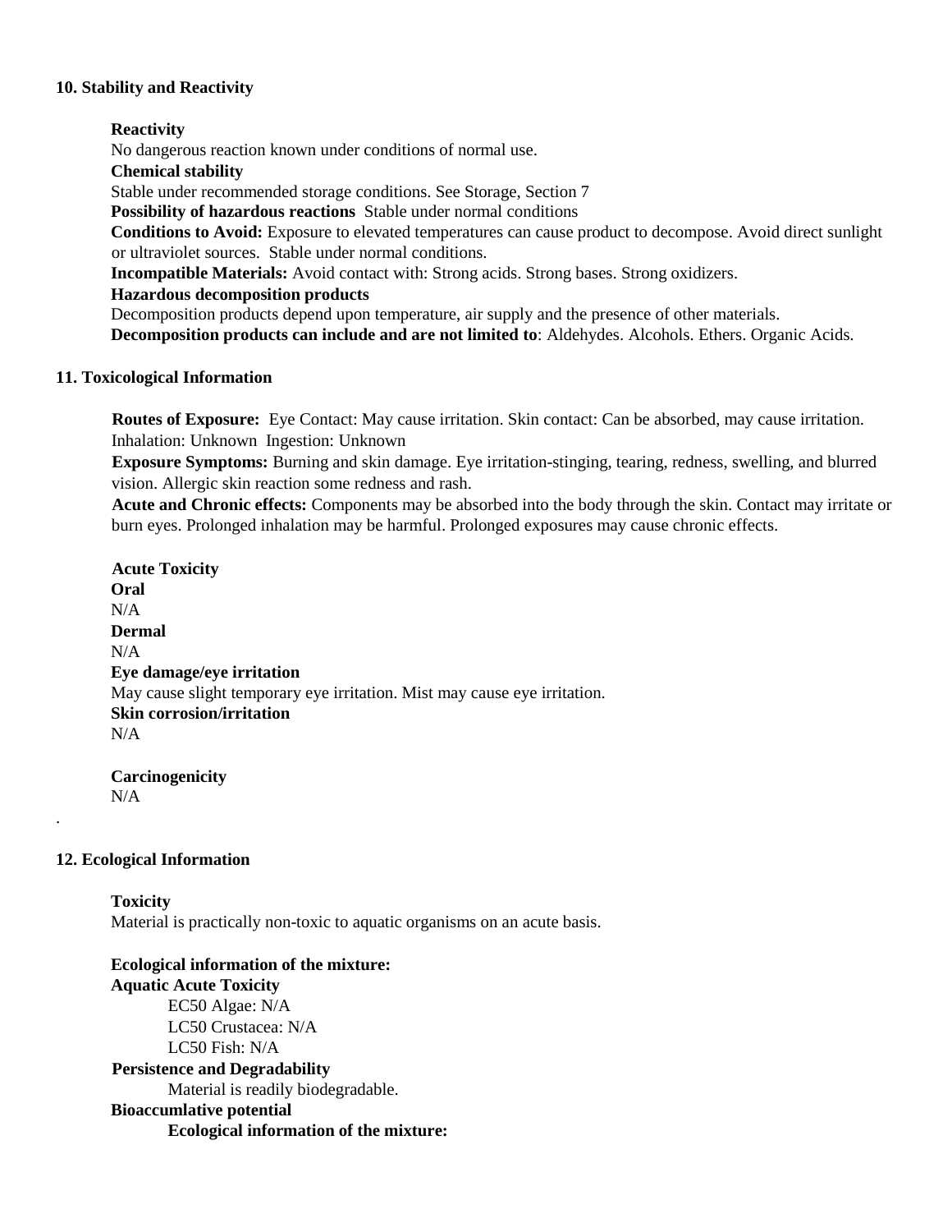## 10. Stability and Reactivity

**Reactivity**

No dangerous reaction known under conditions of normal use.

**Chemical stability**

Stable under recommended storage conditions. See Storage, Section 7

**Possibility of hazardous reactions** Stable under normal conditions

**Conditions to Avoid:** Exposure to elevated temperatures can cause product to decompose. Avoid direct sunlight or ultraviolet sources. Stable under normal conditions.

**Incompatible Materials:** Avoid contact with: Strong acids. Strong bases. Strong oxidizers.

**Hazardous decomposition products**

Decomposition products depend upon temperature, air supply and the presence of other materials.

**Decomposition products can include and are not limited to**: Aldehydes. Alcohols. Ethers. Organic Acids.

## 11. Toxicological Information

**Routes of Exposure:** Eye Contact: May cause irritation. Skin contact: Can be absorbed, may cause irritation. Inhalation: Unknown Ingestion: Unknown

**Exposure Symptoms:** Burning and skin damage. Eye irritation-stinging, tearing, redness, swelling, and blurred vision. Allergic skin reaction some redness and rash.

**Acute and Chronic effects:** Components may be absorbed into the body through the skin. Contact may irritate or burn eyes. Prolonged inhalation may be harmful. Prolonged exposures may cause chronic effects.

**Acute Toxicity**

**Oral**

N/A

**Dermal**

N/A

**Eye damage/eye irritation**

May cause slight temporary eye irritation. Mist may cause eye irritation.

**Skin corrosion/irritation**

N/A

**Carcinogenicity**

N/A

.

## 12. Ecological Information

**Toxicity**

Material is practically non-toxic to aquatic organisms on an acute basis.

**Ecological information of the mixture:**

**Aquatic Acute Toxicity**

EC50 Algae: N/A
LC50 Crustacea: N/A
LC50 Fish: N/A

**Persistence and Degradability**

Material is readily biodegradable.

**Bioaccumlative potential**

**Ecological information of the mixture:**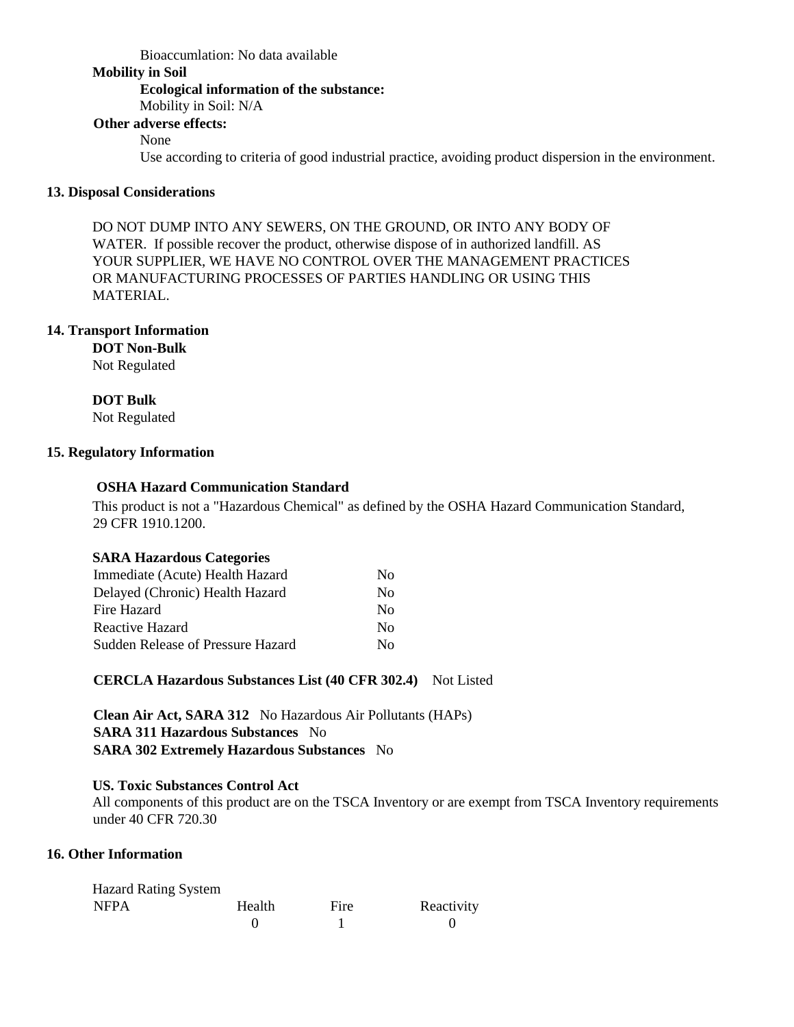Bioaccumlation: No data available

**Mobility in Soil**

**Ecological information of the substance:**

Mobility in Soil: N/A

**Other adverse effects:**

None

Use according to criteria of good industrial practice, avoiding product dispersion in the environment.

## 13. Disposal Considerations

DO NOT DUMP INTO ANY SEWERS, ON THE GROUND, OR INTO ANY BODY OF WATER. If possible recover the product, otherwise dispose of in authorized landfill. AS YOUR SUPPLIER, WE HAVE NO CONTROL OVER THE MANAGEMENT PRACTICES OR MANUFACTURING PROCESSES OF PARTIES HANDLING OR USING THIS MATERIAL.

## 14. Transport Information

**DOT Non-Bulk**

Not Regulated

**DOT Bulk**

Not Regulated

## 15. Regulatory Information

**OSHA Hazard Communication Standard**

This product is not a "Hazardous Chemical" as defined by the OSHA Hazard Communication Standard, 29 CFR 1910.1200.

**SARA Hazardous Categories**

| | |
|---|---|
| Immediate (Acute) Health Hazard | No |
| Delayed (Chronic) Health Hazard | No |
| Fire Hazard | No |
| Reactive Hazard | No |
| Sudden Release of Pressure Hazard | No |

**CERCLA Hazardous Substances List (40 CFR 302.4)** Not Listed

**Clean Air Act, SARA 312** No Hazardous Air Pollutants (HAPs)

**SARA 311 Hazardous Substances** No

**SARA 302 Extremely Hazardous Substances** No

**US. Toxic Substances Control Act**

All components of this product are on the TSCA Inventory or are exempt from TSCA Inventory requirements under 40 CFR 720.30

## 16. Other Information

Hazard Rating System

| NFPA | Health | Fire | Reactivity |
|---|---|---|---|
| | 0 | 1 | 0 |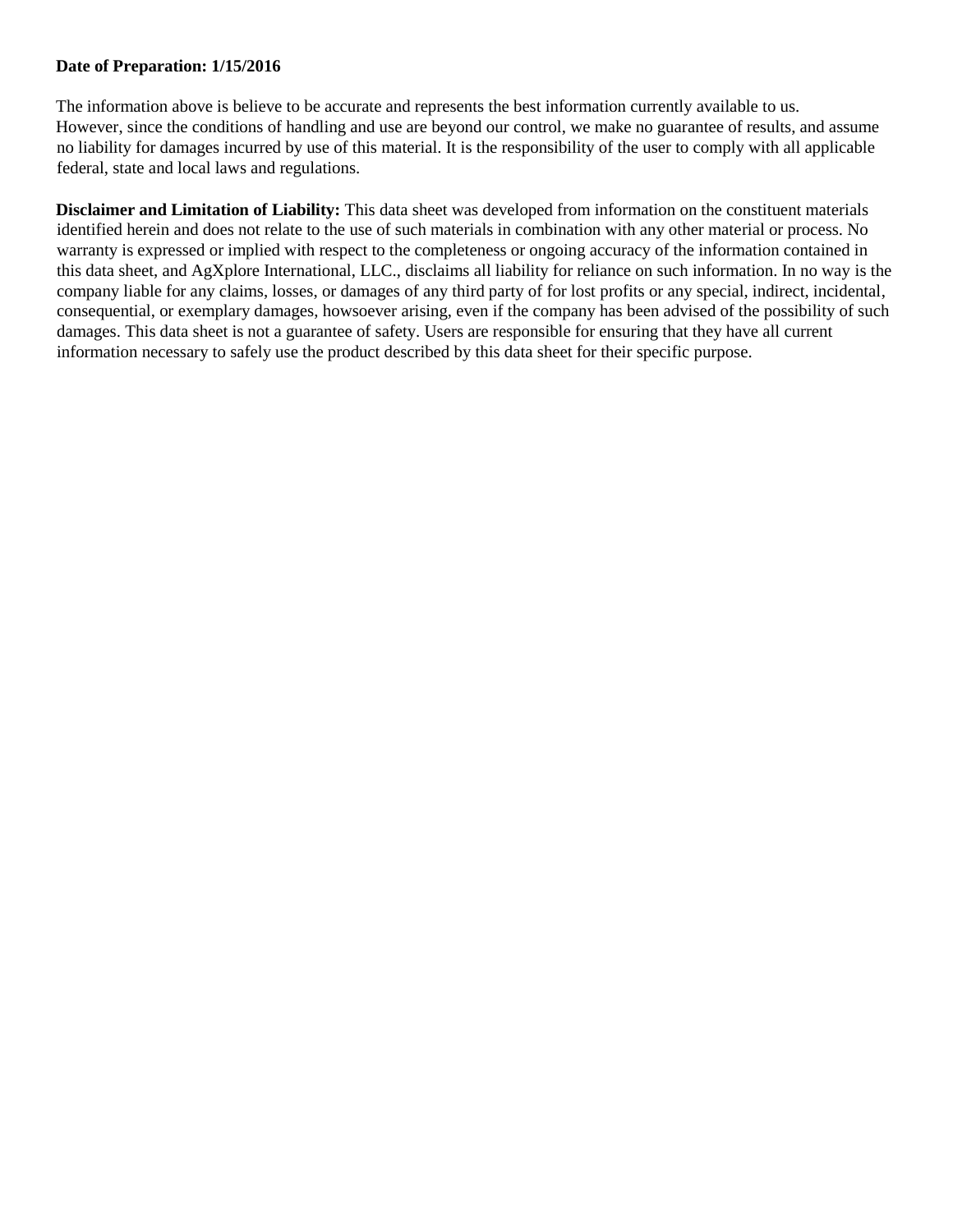**Date of Preparation: 1/15/2016**

The information above is believe to be accurate and represents the best information currently available to us. However, since the conditions of handling and use are beyond our control, we make no guarantee of results, and assume no liability for damages incurred by use of this material. It is the responsibility of the user to comply with all applicable federal, state and local laws and regulations.

**Disclaimer and Limitation of Liability:** This data sheet was developed from information on the constituent materials identified herein and does not relate to the use of such materials in combination with any other material or process. No warranty is expressed or implied with respect to the completeness or ongoing accuracy of the information contained in this data sheet, and AgXplore International, LLC., disclaims all liability for reliance on such information. In no way is the company liable for any claims, losses, or damages of any third party of for lost profits or any special, indirect, incidental, consequential, or exemplary damages, howsoever arising, even if the company has been advised of the possibility of such damages. This data sheet is not a guarantee of safety. Users are responsible for ensuring that they have all current information necessary to safely use the product described by this data sheet for their specific purpose.